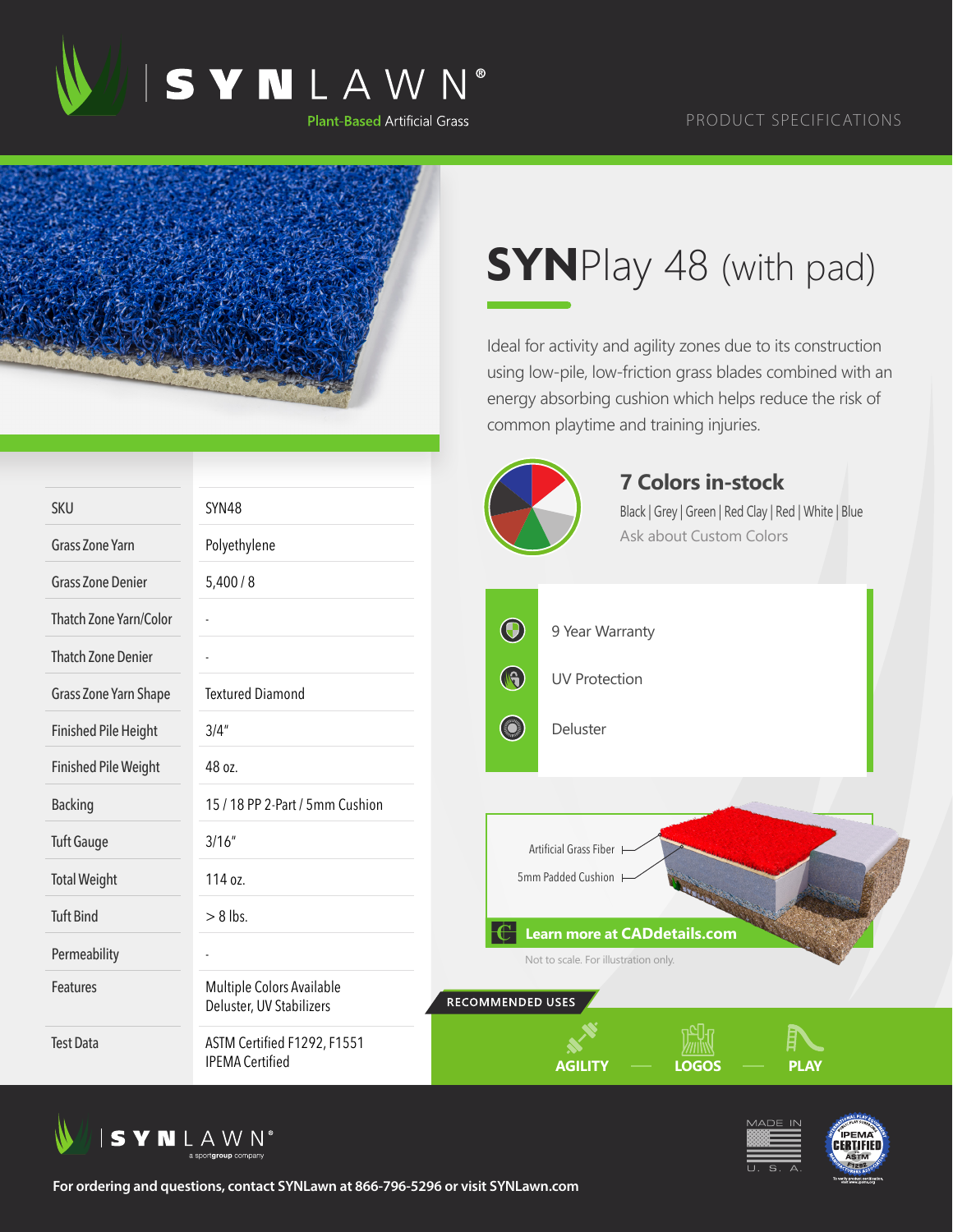# SYNLAWN®

Plant-Based Artificial Grass

PRODUCT SPECIFICATIONS

## SYNPlay 48 (with pad)

Ideal for activity and agility zones due to its construction using low-pile, low-friction grass blades combined with an energy absorbing cushion which helps reduce the risk of common playtime and training injuries.

| | |
|---|---|
| SKU | SYN48 |
| Grass Zone Yarn | Polyethylene |
| Grass Zone Denier | 5,400 / 8 |
| Thatch Zone Yarn/Color | - |
| Thatch Zone Denier | - |
| Grass Zone Yarn Shape | Textured Diamond |
| Finished Pile Height | 3/4" |
| Finished Pile Weight | 48 oz. |
| Backing | 15 / 18 PP 2-Part / 5mm Cushion |
| Tuft Gauge | 3/16" |
| Total Weight | 114 oz. |
| Tuft Bind | > 8 lbs. |
| Permeability | - |
| Features | Multiple Colors Available<br>Deluster, UV Stabilizers |
| Test Data | ASTM Certified F1292, F1551<br>IPEMA Certified |

### 7 Colors in-stock

Black | Grey | Green | Red Clay | Red | White | Blue

Ask about Custom Colors

- 9 Year Warranty
- UV Protection
- Deluster

Artificial Grass Fiber

5mm Padded Cushion

**Learn more at CADdetails.com**

Not to scale. For illustration only.

**RECOMMENDED USES**

**AGILITY** — **LOGOS** — **PLAY**

SYNLAWN® a sportgroup company

MADE IN U. S. A.

IPEMA CERTIFIED ASTM F1292

**For ordering and questions, contact SYNLawn at 866-796-5296 or visit SYNLawn.com**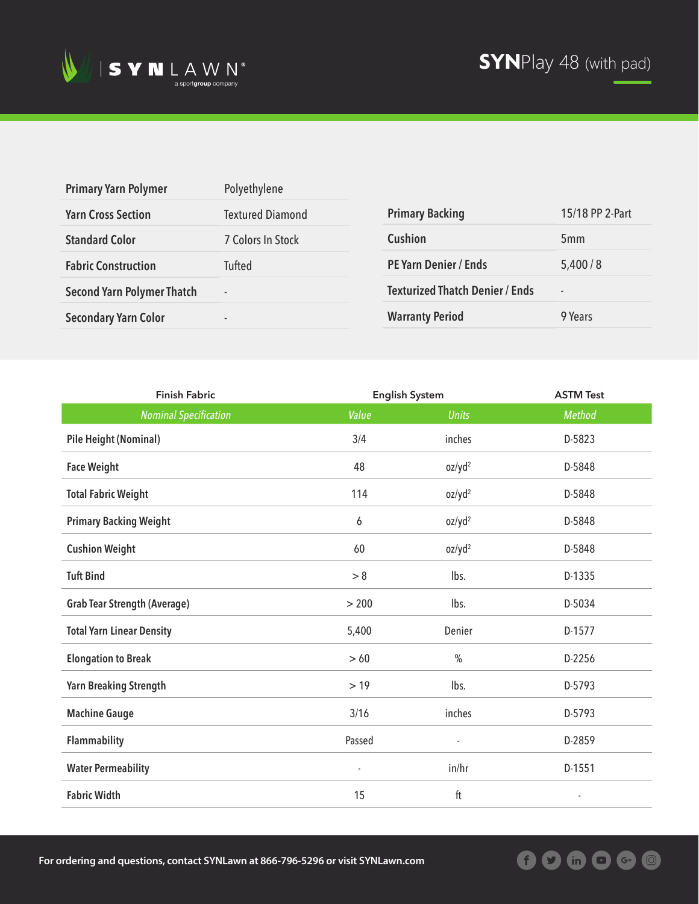SYNLAWN® a sportgroup company

# SYNPlay 48 (with pad)

| | |
|---|---|
| Primary Yarn Polymer | Polyethylene |
| Yarn Cross Section | Textured Diamond |
| Standard Color | 7 Colors In Stock |
| Fabric Construction | Tufted |
| Second Yarn Polymer Thatch | - |
| Secondary Yarn Color | - |

| | |
|---|---|
| Primary Backing | 15/18 PP 2-Part |
| Cushion | 5mm |
| PE Yarn Denier / Ends | 5,400 / 8 |
| Texturized Thatch Denier / Ends | - |
| Warranty Period | 9 Years |

| Finish Fabric | English System | | ASTM Test |
|---|---|---|---|
| *Nominal Specification* | *Value* | *Units* | *Method* |
| Pile Height (Nominal) | 3/4 | inches | D-5823 |
| Face Weight | 48 | oz/yd$^2$ | D-5848 |
| Total Fabric Weight | 114 | oz/yd$^2$ | D-5848 |
| Primary Backing Weight | 6 | oz/yd$^2$ | D-5848 |
| Cushion Weight | 60 | oz/yd$^2$ | D-5848 |
| Tuft Bind | > 8 | lbs. | D-1335 |
| Grab Tear Strength (Average) | > 200 | lbs. | D-5034 |
| Total Yarn Linear Density | 5,400 | Denier | D-1577 |
| Elongation to Break | > 60 | % | D-2256 |
| Yarn Breaking Strength | > 19 | lbs. | D-5793 |
| Machine Gauge | 3/16 | inches | D-5793 |
| Flammability | Passed | - | D-2859 |
| Water Permeability | - | in/hr | D-1551 |
| Fabric Width | 15 | ft | - |

**For ordering and questions, contact SYNLawn at 866-796-5296 or visit SYNLawn.com**